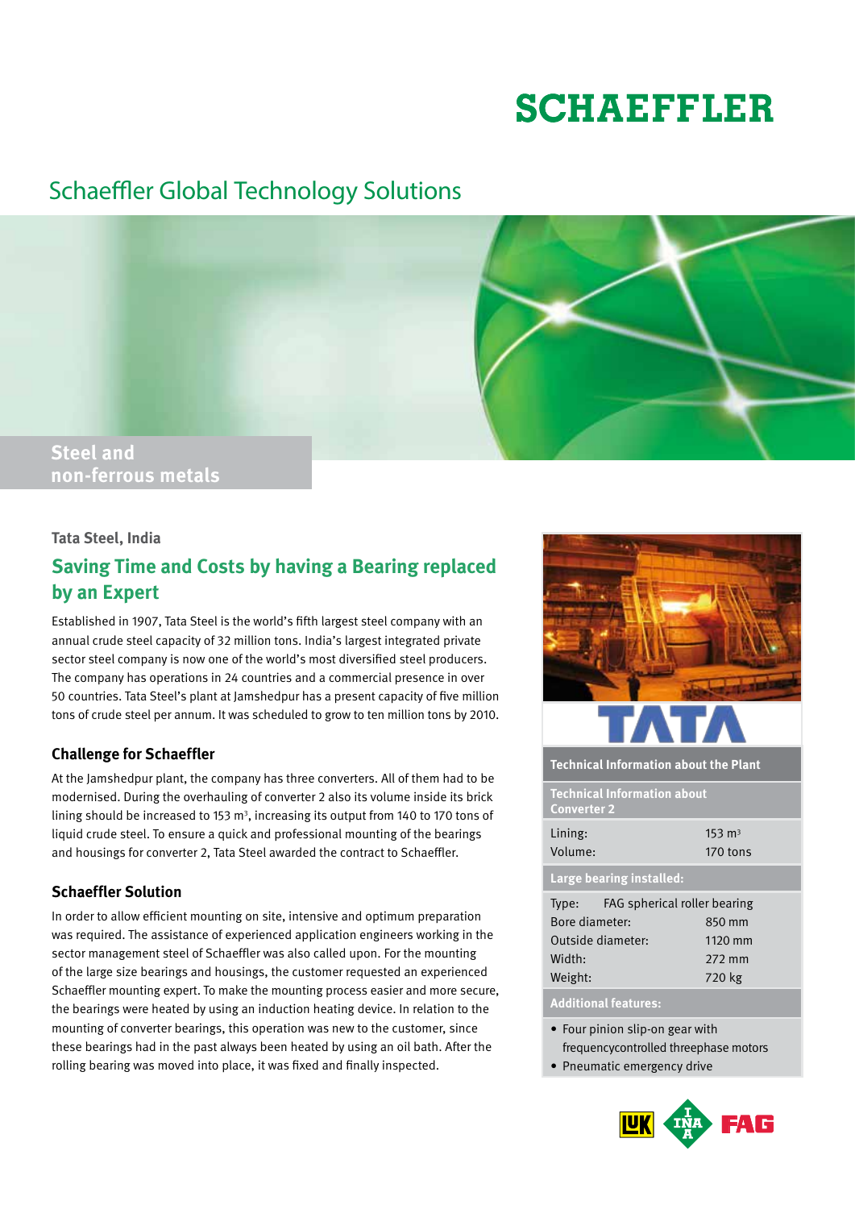# SCHAEFFLER

## Schaeffler Global Technology Solutions

**Steel and non-ferrous metals**

**Tata Steel, India**

## Saving Time and Costs by having a Bearing replaced by an Expert

Established in 1907, Tata Steel is the world's fifth largest steel company with an annual crude steel capacity of 32 million tons. India's largest integrated private sector steel company is now one of the world's most diversified steel producers. The company has operations in 24 countries and a commercial presence in over 50 countries. Tata Steel's plant at Jamshedpur has a present capacity of five million tons of crude steel per annum. It was scheduled to grow to ten million tons by 2010.

### Challenge for Schaeffler

At the Jamshedpur plant, the company has three converters. All of them had to be modernised. During the overhauling of converter 2 also its volume inside its brick lining should be increased to 153 m³, increasing its output from 140 to 170 tons of liquid crude steel. To ensure a quick and professional mounting of the bearings and housings for converter 2, Tata Steel awarded the contract to Schaeffler.

### Schaeffler Solution

In order to allow efficient mounting on site, intensive and optimum preparation was required. The assistance of experienced application engineers working in the sector management steel of Schaeffler was also called upon. For the mounting of the large size bearings and housings, the customer requested an experienced Schaeffler mounting expert. To make the mounting process easier and more secure, the bearings were heated by using an induction heating device. In relation to the mounting of converter bearings, this operation was new to the customer, since these bearings had in the past always been heated by using an oil bath. After the rolling bearing was moved into place, it was fixed and finally inspected.

TATA

**Technical Information about the Plant**

**Technical Information about Converter 2**

| | |
|---|---|
| Lining: | 153 m³ |
| Volume: | 170 tons |

**Large bearing installed:**

| | |
|---|---|
| Type: | FAG spherical roller bearing |
| Bore diameter: | 850 mm |
| Outside diameter: | 1120 mm |
| Width: | 272 mm |
| Weight: | 720 kg |

**Additional features:**

- Four pinion slip-on gear with frequencycontrolled threephase motors
- Pneumatic emergency drive

LuK INA FAG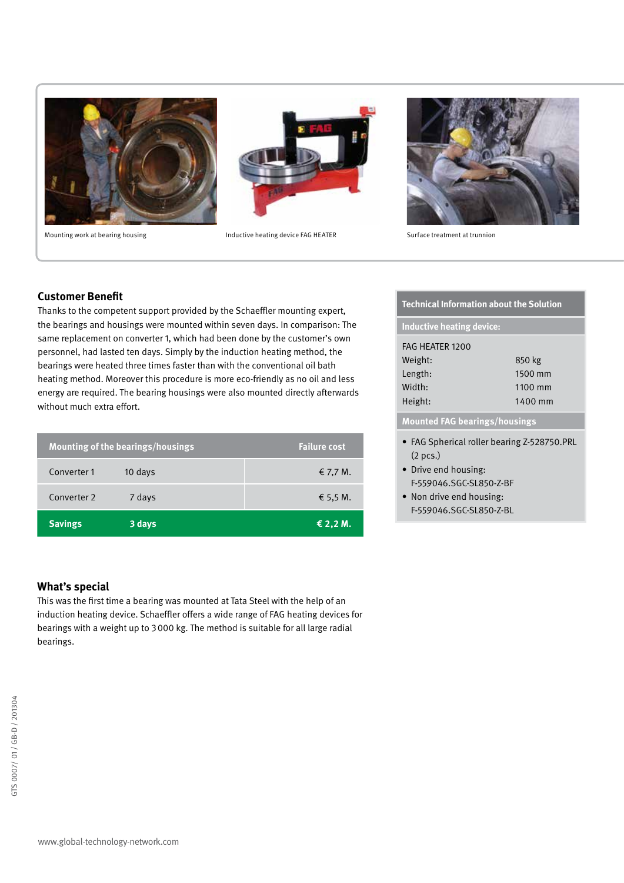Mounting work at bearing housing

Inductive heating device FAG HEATER

Surface treatment at trunnion

## Customer Benefit

Thanks to the competent support provided by the Schaeffler mounting expert, the bearings and housings were mounted within seven days. In comparison: The same replacement on converter 1, which had been done by the customer's own personnel, had lasted ten days. Simply by the induction heating method, the bearings were heated three times faster than with the conventional oil bath heating method. Moreover this procedure is more eco-friendly as no oil and less energy are required. The bearing housings were also mounted directly afterwards without much extra effort.

| Mounting of the bearings/housings | | Failure cost |
|---|---|---|
| Converter 1 | 10 days | € 7,7 M. |
| Converter 2 | 7 days | € 5,5 M. |
| **Savings** | **3 days** | **€ 2,2 M.** |

## What's special

This was the first time a bearing was mounted at Tata Steel with the help of an induction heating device. Schaeffler offers a wide range of FAG heating devices for bearings with a weight up to 3 000 kg. The method is suitable for all large radial bearings.

### Technical Information about the Solution

**Inductive heating device:**

FAG HEATER 1200

| | |
|---|---|
| Weight: | 850 kg |
| Length: | 1500 mm |
| Width: | 1100 mm |
| Height: | 1400 mm |

**Mounted FAG bearings/housings**

- FAG Spherical roller bearing Z-528750.PRL (2 pcs.)
- Drive end housing: F-559046.SGC-SL850-Z-BF
- Non drive end housing: F-559046.SGC-SL850-Z-BL

GTS 0007/ 01 / GB-D / 201304

www.global-technology-network.com